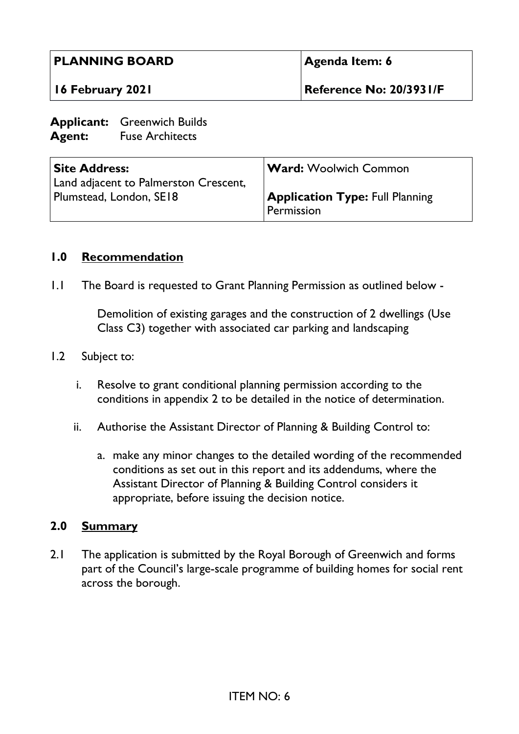| PLANNING BOARD | Agenda Item: 6 |
|---|---|
| 16 February 2021 | Reference No: 20/3931/F |

**Applicant:** Greenwich Builds
**Agent:** Fuse Architects

| Site Address: | Ward: Woolwich Common |
|---|---|
| Land adjacent to Palmerston Crescent, Plumstead, London, SE18 | **Application Type:** Full Planning Permission |

## 1.0 Recommendation

1.1 The Board is requested to Grant Planning Permission as outlined below -

> Demolition of existing garages and the construction of 2 dwellings (Use Class C3) together with associated car parking and landscaping

1.2 Subject to:

i. Resolve to grant conditional planning permission according to the conditions in appendix 2 to be detailed in the notice of determination.

ii. Authorise the Assistant Director of Planning & Building Control to:

   a. make any minor changes to the detailed wording of the recommended conditions as set out in this report and its addendums, where the Assistant Director of Planning & Building Control considers it appropriate, before issuing the decision notice.

## 2.0 Summary

2.1 The application is submitted by the Royal Borough of Greenwich and forms part of the Council's large-scale programme of building homes for social rent across the borough.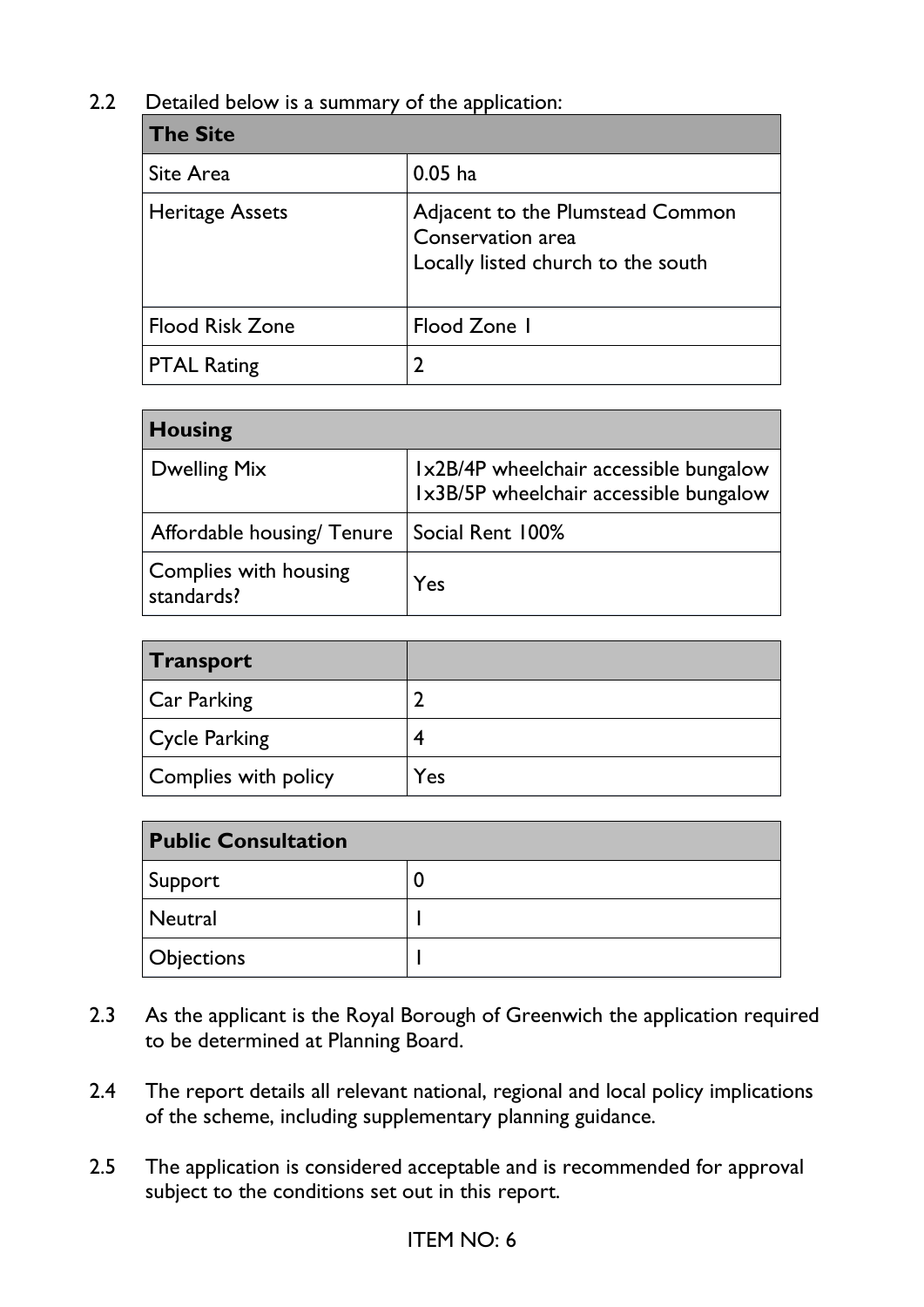2.2 Detailed below is a summary of the application:

| The Site | |
|---|---|
| Site Area | 0.05 ha |
| Heritage Assets | Adjacent to the Plumstead Common Conservation area<br>Locally listed church to the south |
| Flood Risk Zone | Flood Zone 1 |
| PTAL Rating | 2 |

| Housing | |
|---|---|
| Dwelling Mix | 1x2B/4P wheelchair accessible bungalow<br>1x3B/5P wheelchair accessible bungalow |
| Affordable housing/ Tenure | Social Rent 100% |
| Complies with housing standards? | Yes |

| Transport | |
|---|---|
| Car Parking | 2 |
| Cycle Parking | 4 |
| Complies with policy | Yes |

| Public Consultation | |
|---|---|
| Support | 0 |
| Neutral | 1 |
| Objections | 1 |

2.3 As the applicant is the Royal Borough of Greenwich the application required to be determined at Planning Board.

2.4 The report details all relevant national, regional and local policy implications of the scheme, including supplementary planning guidance.

2.5 The application is considered acceptable and is recommended for approval subject to the conditions set out in this report.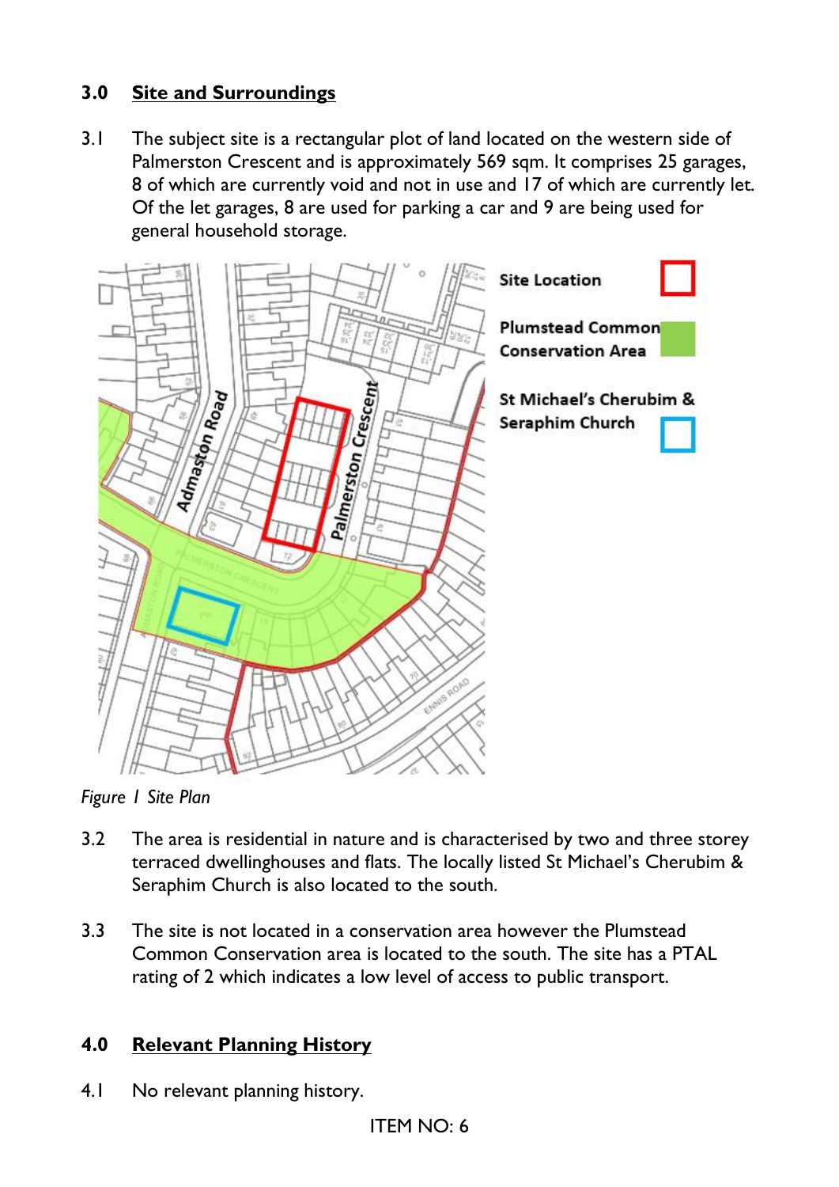## 3.0 Site and Surroundings

3.1 The subject site is a rectangular plot of land located on the western side of Palmerston Crescent and is approximately 569 sqm. It comprises 25 garages, 8 of which are currently void and not in use and 17 of which are currently let. Of the let garages, 8 are used for parking a car and 9 are being used for general household storage.

*Figure 1 Site Plan*

3.2 The area is residential in nature and is characterised by two and three storey terraced dwellinghouses and flats. The locally listed St Michael's Cherubim & Seraphim Church is also located to the south.

3.3 The site is not located in a conservation area however the Plumstead Common Conservation area is located to the south. The site has a PTAL rating of 2 which indicates a low level of access to public transport.

## 4.0 Relevant Planning History

4.1 No relevant planning history.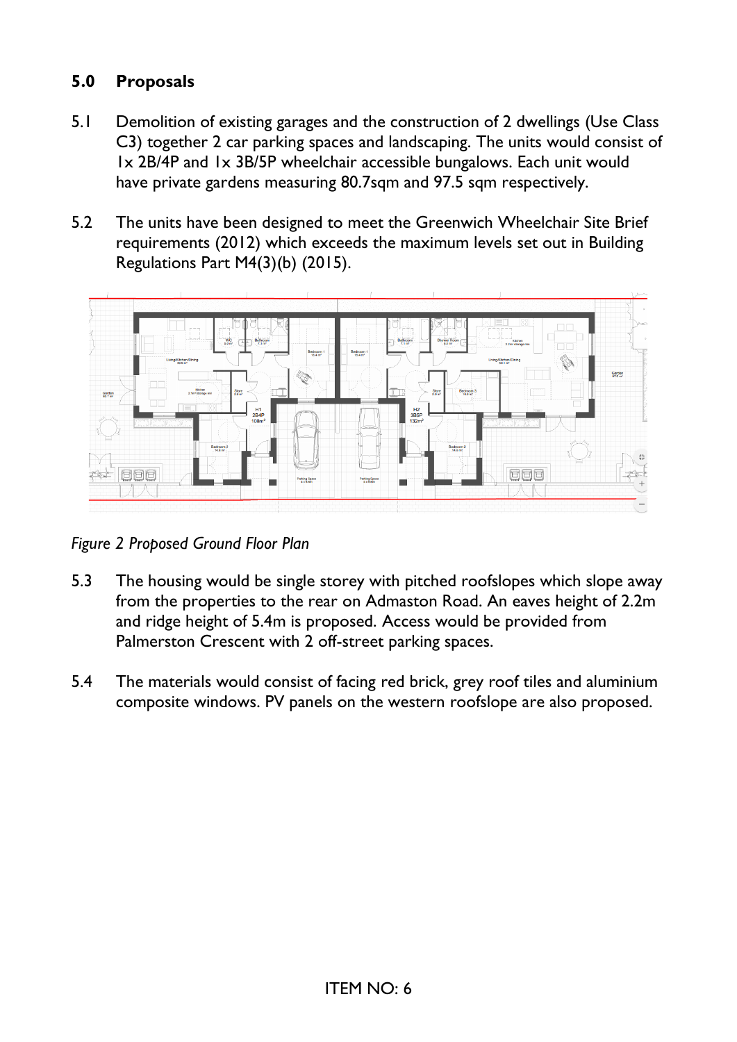## 5.0 Proposals

5.1 Demolition of existing garages and the construction of 2 dwellings (Use Class C3) together 2 car parking spaces and landscaping. The units would consist of 1x 2B/4P and 1x 3B/5P wheelchair accessible bungalows. Each unit would have private gardens measuring 80.7sqm and 97.5 sqm respectively.

5.2 The units have been designed to meet the Greenwich Wheelchair Site Brief requirements (2012) which exceeds the maximum levels set out in Building Regulations Part M4(3)(b) (2015).

*Figure 2 Proposed Ground Floor Plan*

5.3 The housing would be single storey with pitched roofslopes which slope away from the properties to the rear on Admaston Road. An eaves height of 2.2m and ridge height of 5.4m is proposed. Access would be provided from Palmerston Crescent with 2 off-street parking spaces.

5.4 The materials would consist of facing red brick, grey roof tiles and aluminium composite windows. PV panels on the western roofslope are also proposed.

ITEM NO: 6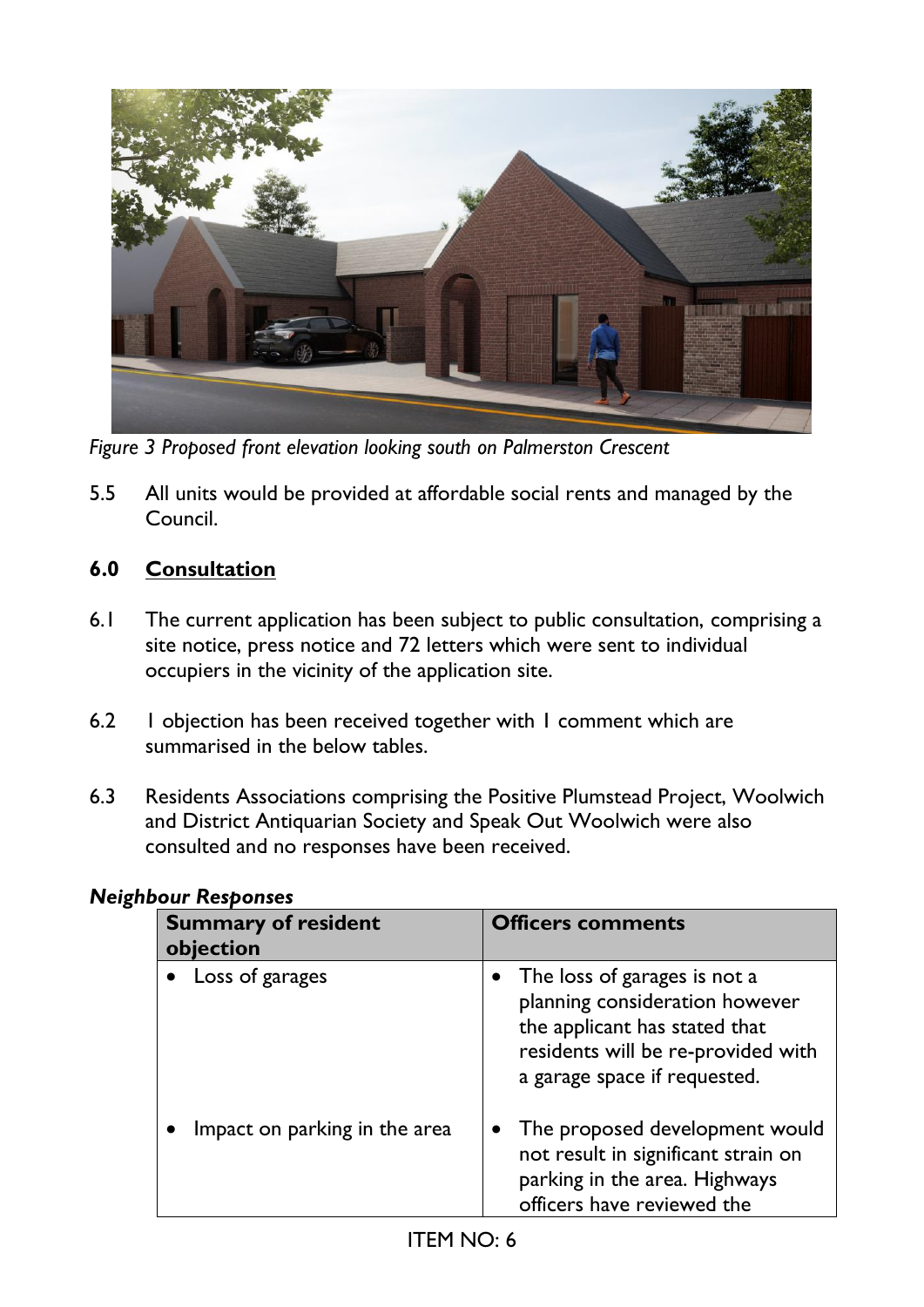*Figure 3 Proposed front elevation looking south on Palmerston Crescent*

5.5 All units would be provided at affordable social rents and managed by the Council.

## 6.0 Consultation

6.1 The current application has been subject to public consultation, comprising a site notice, press notice and 72 letters which were sent to individual occupiers in the vicinity of the application site.

6.2 1 objection has been received together with 1 comment which are summarised in the below tables.

6.3 Residents Associations comprising the Positive Plumstead Project, Woolwich and District Antiquarian Society and Speak Out Woolwich were also consulted and no responses have been received.

***Neighbour Responses***

| Summary of resident objection | Officers comments |
|---|---|
| • Loss of garages | • The loss of garages is not a planning consideration however the applicant has stated that residents will be re-provided with a garage space if requested. |
| • Impact on parking in the area | • The proposed development would not result in significant strain on parking in the area. Highways officers have reviewed the |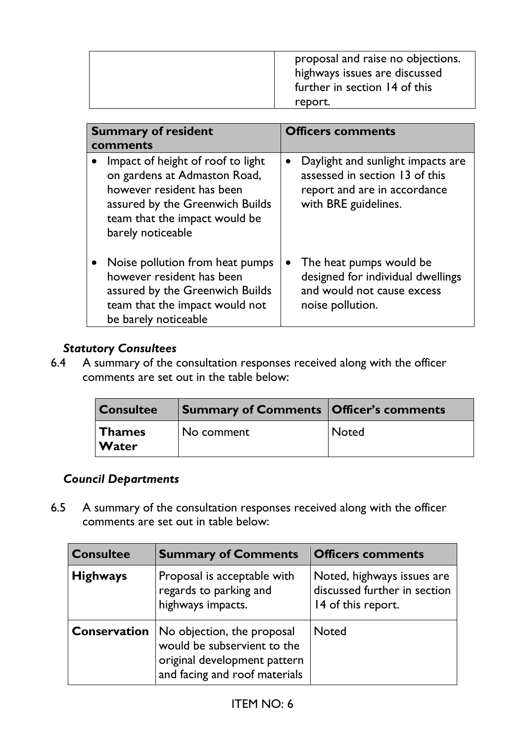|  | proposal and raise no objections. highways issues are discussed further in section 14 of this report. |
| --- | --- |

| Summary of resident comments | Officers comments |
| --- | --- |
| • Impact of height of roof to light on gardens at Admaston Road, however resident has been assured by the Greenwich Builds team that the impact would be barely noticeable | • Daylight and sunlight impacts are assessed in section 13 of this report and are in accordance with BRE guidelines. |
| • Noise pollution from heat pumps however resident has been assured by the Greenwich Builds team that the impact would not be barely noticeable | • The heat pumps would be designed for individual dwellings and would not cause excess noise pollution. |

***Statutory Consultees***

6.4 A summary of the consultation responses received along with the officer comments are set out in the table below:

| Consultee | Summary of Comments | Officer's comments |
| --- | --- | --- |
| **Thames Water** | No comment | Noted |

***Council Departments***

6.5 A summary of the consultation responses received along with the officer comments are set out in table below:

| Consultee | Summary of Comments | Officers comments |
| --- | --- | --- |
| **Highways** | Proposal is acceptable with regards to parking and highways impacts. | Noted, highways issues are discussed further in section 14 of this report. |
| **Conservation** | No objection, the proposal would be subservient to the original development pattern and facing and roof materials | Noted |

ITEM NO: 6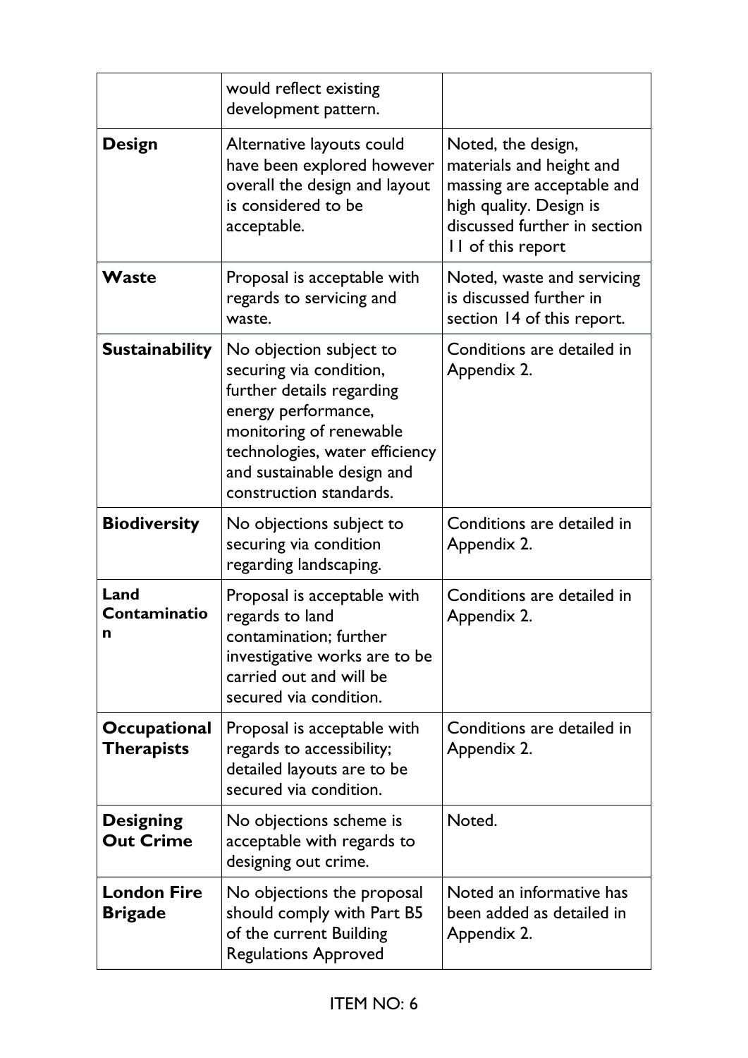| | | |
|---|---|---|
| | would reflect existing development pattern. | |
| **Design** | Alternative layouts could have been explored however overall the design and layout is considered to be acceptable. | Noted, the design, materials and height and massing are acceptable and high quality. Design is discussed further in section 11 of this report |
| **Waste** | Proposal is acceptable with regards to servicing and waste. | Noted, waste and servicing is discussed further in section 14 of this report. |
| **Sustainability** | No objection subject to securing via condition, further details regarding energy performance, monitoring of renewable technologies, water efficiency and sustainable design and construction standards. | Conditions are detailed in Appendix 2. |
| **Biodiversity** | No objections subject to securing via condition regarding landscaping. | Conditions are detailed in Appendix 2. |
| **Land Contamination** | Proposal is acceptable with regards to land contamination; further investigative works are to be carried out and will be secured via condition. | Conditions are detailed in Appendix 2. |
| **Occupational Therapists** | Proposal is acceptable with regards to accessibility; detailed layouts are to be secured via condition. | Conditions are detailed in Appendix 2. |
| **Designing Out Crime** | No objections scheme is acceptable with regards to designing out crime. | Noted. |
| **London Fire Brigade** | No objections the proposal should comply with Part B5 of the current Building Regulations Approved | Noted an informative has been added as detailed in Appendix 2. |

ITEM NO: 6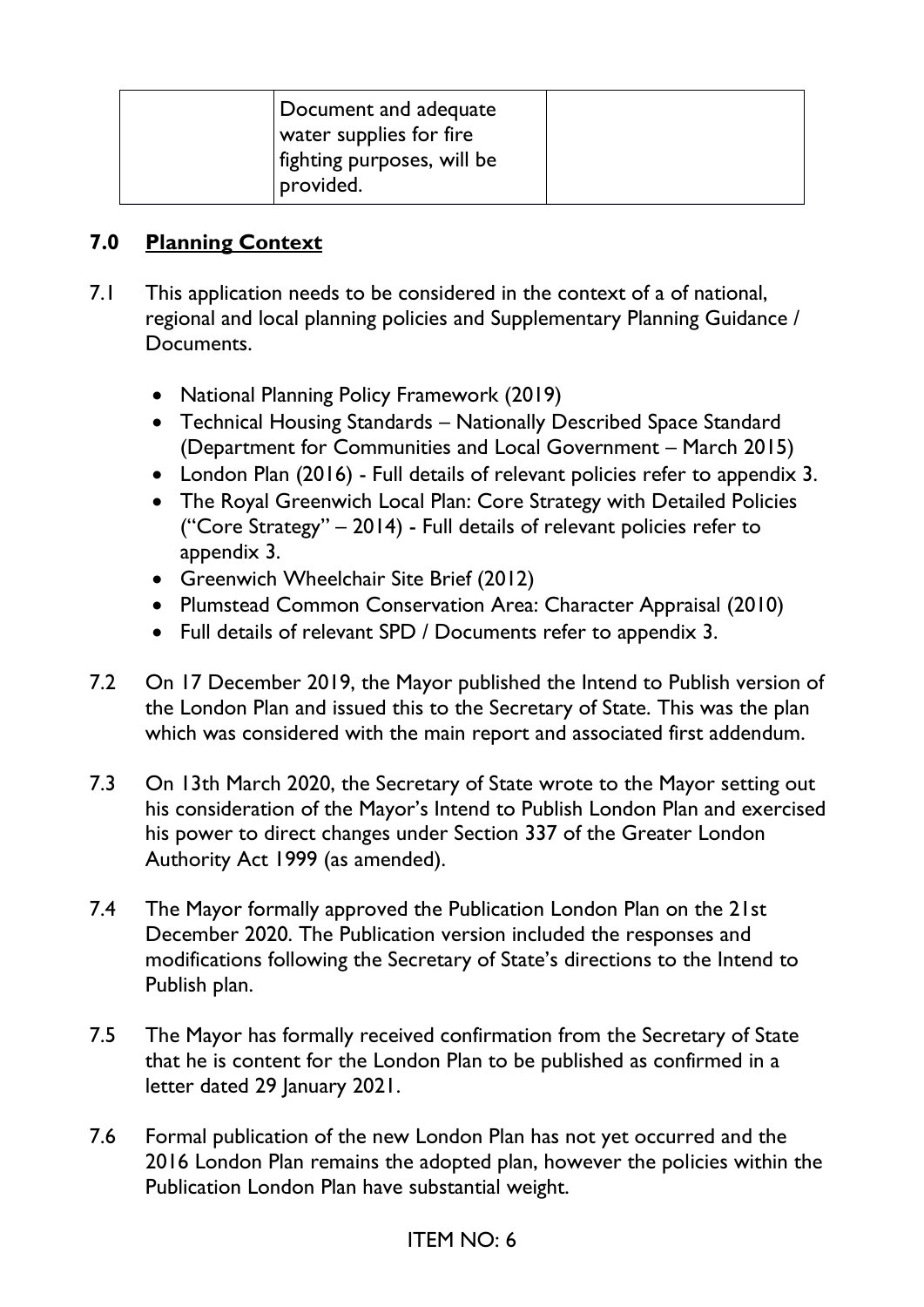| | Document and adequate water supplies for fire fighting purposes, will be provided. | |
|---|---|---|

## 7.0 Planning Context

7.1 This application needs to be considered in the context of a of national, regional and local planning policies and Supplementary Planning Guidance / Documents.

- National Planning Policy Framework (2019)
- Technical Housing Standards – Nationally Described Space Standard (Department for Communities and Local Government – March 2015)
- London Plan (2016) - Full details of relevant policies refer to appendix 3.
- The Royal Greenwich Local Plan: Core Strategy with Detailed Policies ("Core Strategy" – 2014) - Full details of relevant policies refer to appendix 3.
- Greenwich Wheelchair Site Brief (2012)
- Plumstead Common Conservation Area: Character Appraisal (2010)
- Full details of relevant SPD / Documents refer to appendix 3.

7.2 On 17 December 2019, the Mayor published the Intend to Publish version of the London Plan and issued this to the Secretary of State. This was the plan which was considered with the main report and associated first addendum.

7.3 On 13th March 2020, the Secretary of State wrote to the Mayor setting out his consideration of the Mayor's Intend to Publish London Plan and exercised his power to direct changes under Section 337 of the Greater London Authority Act 1999 (as amended).

7.4 The Mayor formally approved the Publication London Plan on the 21st December 2020. The Publication version included the responses and modifications following the Secretary of State's directions to the Intend to Publish plan.

7.5 The Mayor has formally received confirmation from the Secretary of State that he is content for the London Plan to be published as confirmed in a letter dated 29 January 2021.

7.6 Formal publication of the new London Plan has not yet occurred and the 2016 London Plan remains the adopted plan, however the policies within the Publication London Plan have substantial weight.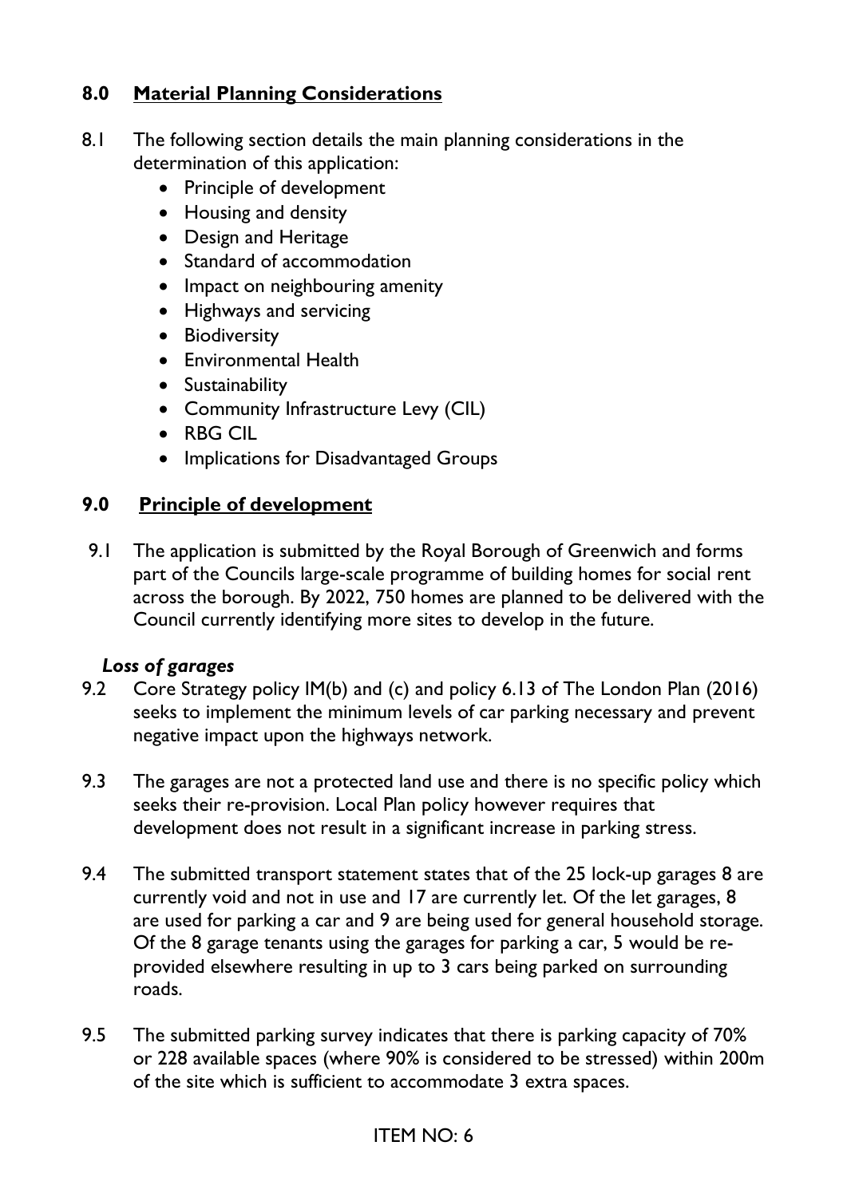## 8.0 Material Planning Considerations

8.1 The following section details the main planning considerations in the determination of this application:

- Principle of development
- Housing and density
- Design and Heritage
- Standard of accommodation
- Impact on neighbouring amenity
- Highways and servicing
- Biodiversity
- Environmental Health
- Sustainability
- Community Infrastructure Levy (CIL)
- RBG CIL
- Implications for Disadvantaged Groups

## 9.0 Principle of development

9.1 The application is submitted by the Royal Borough of Greenwich and forms part of the Councils large-scale programme of building homes for social rent across the borough. By 2022, 750 homes are planned to be delivered with the Council currently identifying more sites to develop in the future.

***Loss of garages***

9.2 Core Strategy policy IM(b) and (c) and policy 6.13 of The London Plan (2016) seeks to implement the minimum levels of car parking necessary and prevent negative impact upon the highways network.

9.3 The garages are not a protected land use and there is no specific policy which seeks their re-provision. Local Plan policy however requires that development does not result in a significant increase in parking stress.

9.4 The submitted transport statement states that of the 25 lock-up garages 8 are currently void and not in use and 17 are currently let. Of the let garages, 8 are used for parking a car and 9 are being used for general household storage. Of the 8 garage tenants using the garages for parking a car, 5 would be re-provided elsewhere resulting in up to 3 cars being parked on surrounding roads.

9.5 The submitted parking survey indicates that there is parking capacity of 70% or 228 available spaces (where 90% is considered to be stressed) within 200m of the site which is sufficient to accommodate 3 extra spaces.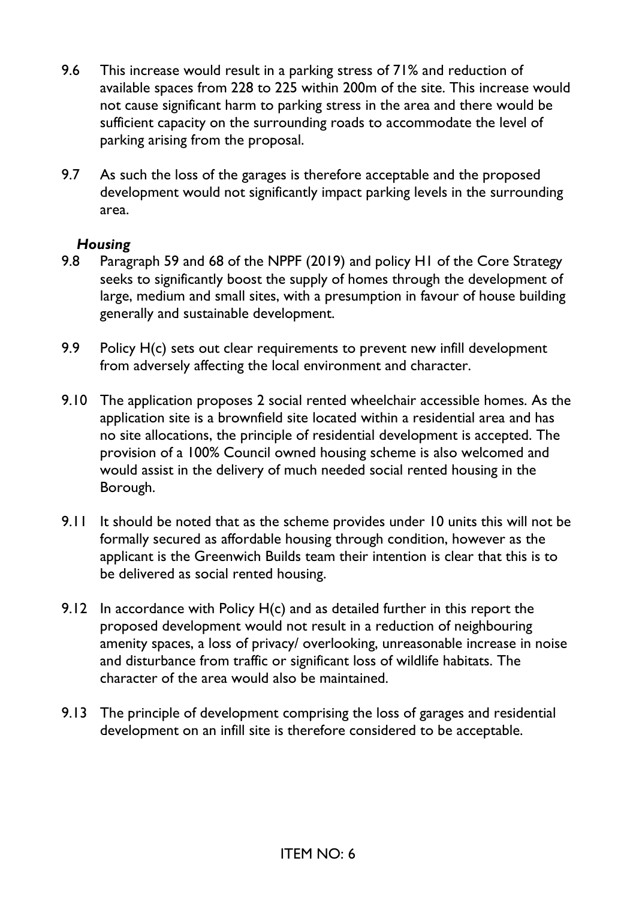9.6 This increase would result in a parking stress of 71% and reduction of available spaces from 228 to 225 within 200m of the site. This increase would not cause significant harm to parking stress in the area and there would be sufficient capacity on the surrounding roads to accommodate the level of parking arising from the proposal.

9.7 As such the loss of the garages is therefore acceptable and the proposed development would not significantly impact parking levels in the surrounding area.

***Housing***

9.8 Paragraph 59 and 68 of the NPPF (2019) and policy H1 of the Core Strategy seeks to significantly boost the supply of homes through the development of large, medium and small sites, with a presumption in favour of house building generally and sustainable development.

9.9 Policy H(c) sets out clear requirements to prevent new infill development from adversely affecting the local environment and character.

9.10 The application proposes 2 social rented wheelchair accessible homes. As the application site is a brownfield site located within a residential area and has no site allocations, the principle of residential development is accepted. The provision of a 100% Council owned housing scheme is also welcomed and would assist in the delivery of much needed social rented housing in the Borough.

9.11 It should be noted that as the scheme provides under 10 units this will not be formally secured as affordable housing through condition, however as the applicant is the Greenwich Builds team their intention is clear that this is to be delivered as social rented housing.

9.12 In accordance with Policy H(c) and as detailed further in this report the proposed development would not result in a reduction of neighbouring amenity spaces, a loss of privacy/ overlooking, unreasonable increase in noise and disturbance from traffic or significant loss of wildlife habitats. The character of the area would also be maintained.

9.13 The principle of development comprising the loss of garages and residential development on an infill site is therefore considered to be acceptable.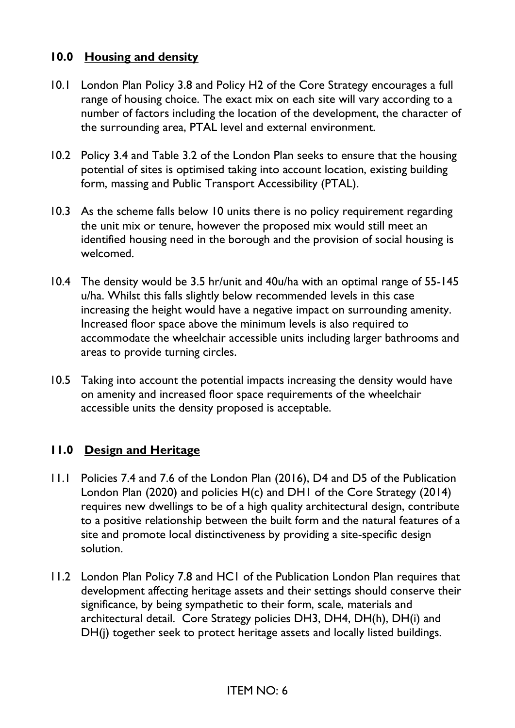## 10.0 Housing and density

10.1 London Plan Policy 3.8 and Policy H2 of the Core Strategy encourages a full range of housing choice. The exact mix on each site will vary according to a number of factors including the location of the development, the character of the surrounding area, PTAL level and external environment.

10.2 Policy 3.4 and Table 3.2 of the London Plan seeks to ensure that the housing potential of sites is optimised taking into account location, existing building form, massing and Public Transport Accessibility (PTAL).

10.3 As the scheme falls below 10 units there is no policy requirement regarding the unit mix or tenure, however the proposed mix would still meet an identified housing need in the borough and the provision of social housing is welcomed.

10.4 The density would be 3.5 hr/unit and 40u/ha with an optimal range of 55-145 u/ha. Whilst this falls slightly below recommended levels in this case increasing the height would have a negative impact on surrounding amenity. Increased floor space above the minimum levels is also required to accommodate the wheelchair accessible units including larger bathrooms and areas to provide turning circles.

10.5 Taking into account the potential impacts increasing the density would have on amenity and increased floor space requirements of the wheelchair accessible units the density proposed is acceptable.

## 11.0 Design and Heritage

11.1 Policies 7.4 and 7.6 of the London Plan (2016), D4 and D5 of the Publication London Plan (2020) and policies H(c) and DH1 of the Core Strategy (2014) requires new dwellings to be of a high quality architectural design, contribute to a positive relationship between the built form and the natural features of a site and promote local distinctiveness by providing a site-specific design solution.

11.2 London Plan Policy 7.8 and HC1 of the Publication London Plan requires that development affecting heritage assets and their settings should conserve their significance, by being sympathetic to their form, scale, materials and architectural detail. Core Strategy policies DH3, DH4, DH(h), DH(i) and DH(j) together seek to protect heritage assets and locally listed buildings.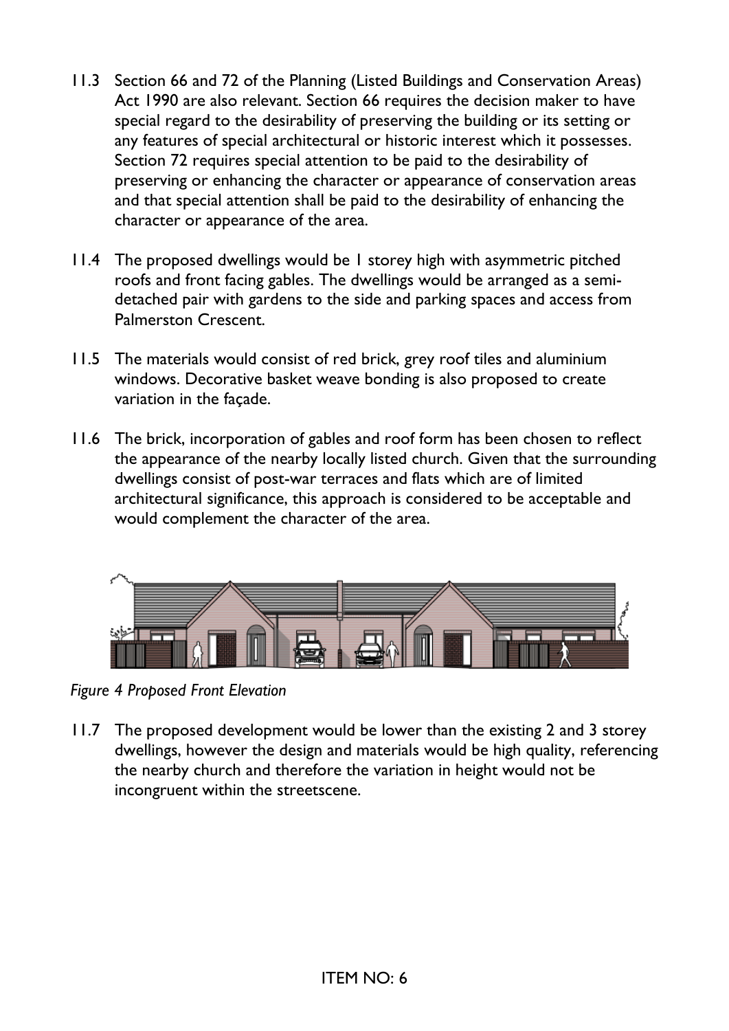11.3 Section 66 and 72 of the Planning (Listed Buildings and Conservation Areas) Act 1990 are also relevant. Section 66 requires the decision maker to have special regard to the desirability of preserving the building or its setting or any features of special architectural or historic interest which it possesses. Section 72 requires special attention to be paid to the desirability of preserving or enhancing the character or appearance of conservation areas and that special attention shall be paid to the desirability of enhancing the character or appearance of the area.

11.4 The proposed dwellings would be 1 storey high with asymmetric pitched roofs and front facing gables. The dwellings would be arranged as a semi-detached pair with gardens to the side and parking spaces and access from Palmerston Crescent.

11.5 The materials would consist of red brick, grey roof tiles and aluminium windows. Decorative basket weave bonding is also proposed to create variation in the façade.

11.6 The brick, incorporation of gables and roof form has been chosen to reflect the appearance of the nearby locally listed church. Given that the surrounding dwellings consist of post-war terraces and flats which are of limited architectural significance, this approach is considered to be acceptable and would complement the character of the area.

*Figure 4 Proposed Front Elevation*

11.7 The proposed development would be lower than the existing 2 and 3 storey dwellings, however the design and materials would be high quality, referencing the nearby church and therefore the variation in height would not be incongruent within the streetscene.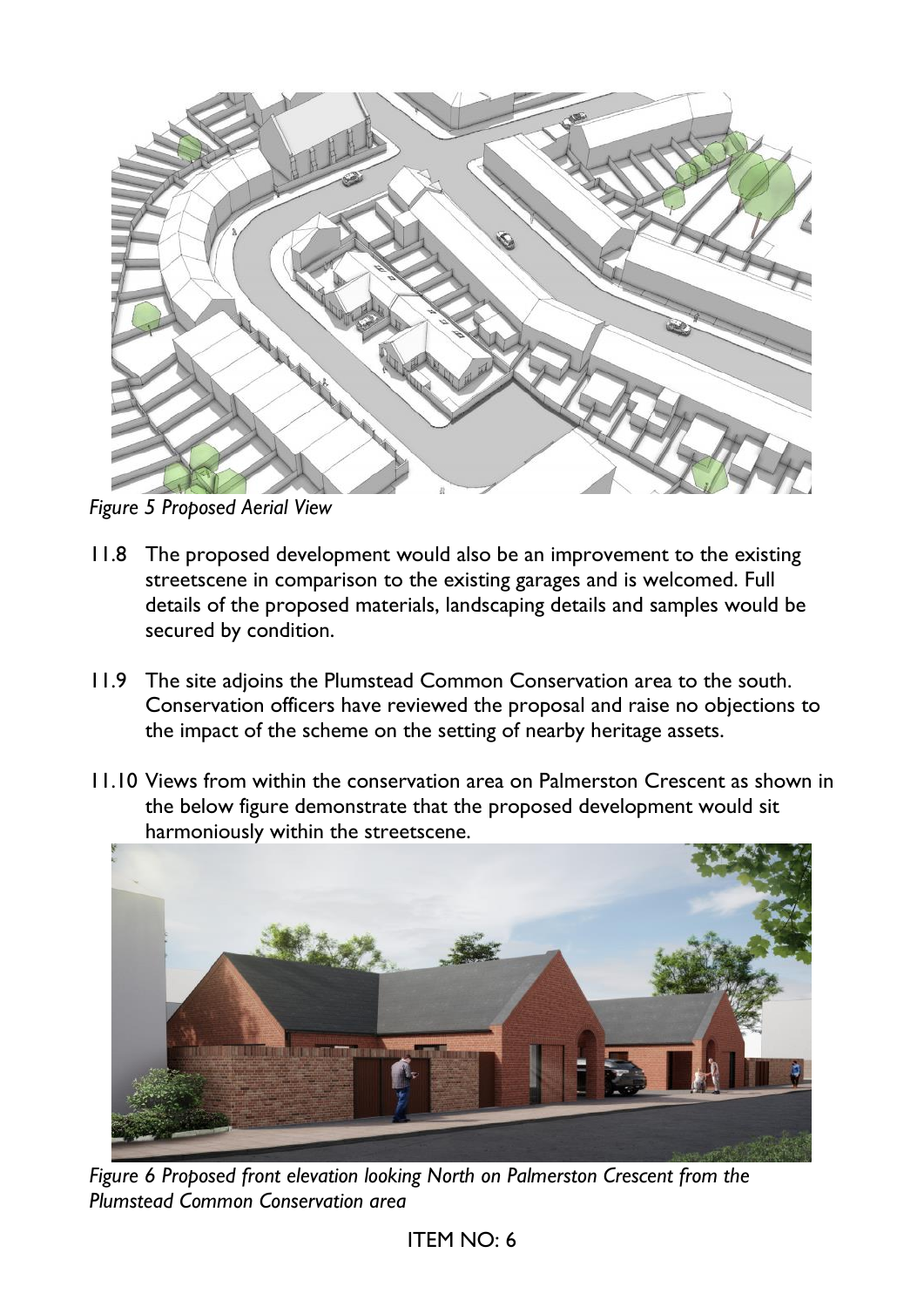*Figure 5 Proposed Aerial View*

11.8 The proposed development would also be an improvement to the existing streetscene in comparison to the existing garages and is welcomed. Full details of the proposed materials, landscaping details and samples would be secured by condition.

11.9 The site adjoins the Plumstead Common Conservation area to the south. Conservation officers have reviewed the proposal and raise no objections to the impact of the scheme on the setting of nearby heritage assets.

11.10 Views from within the conservation area on Palmerston Crescent as shown in the below figure demonstrate that the proposed development would sit harmoniously within the streetscene.

*Figure 6 Proposed front elevation looking North on Palmerston Crescent from the Plumstead Common Conservation area*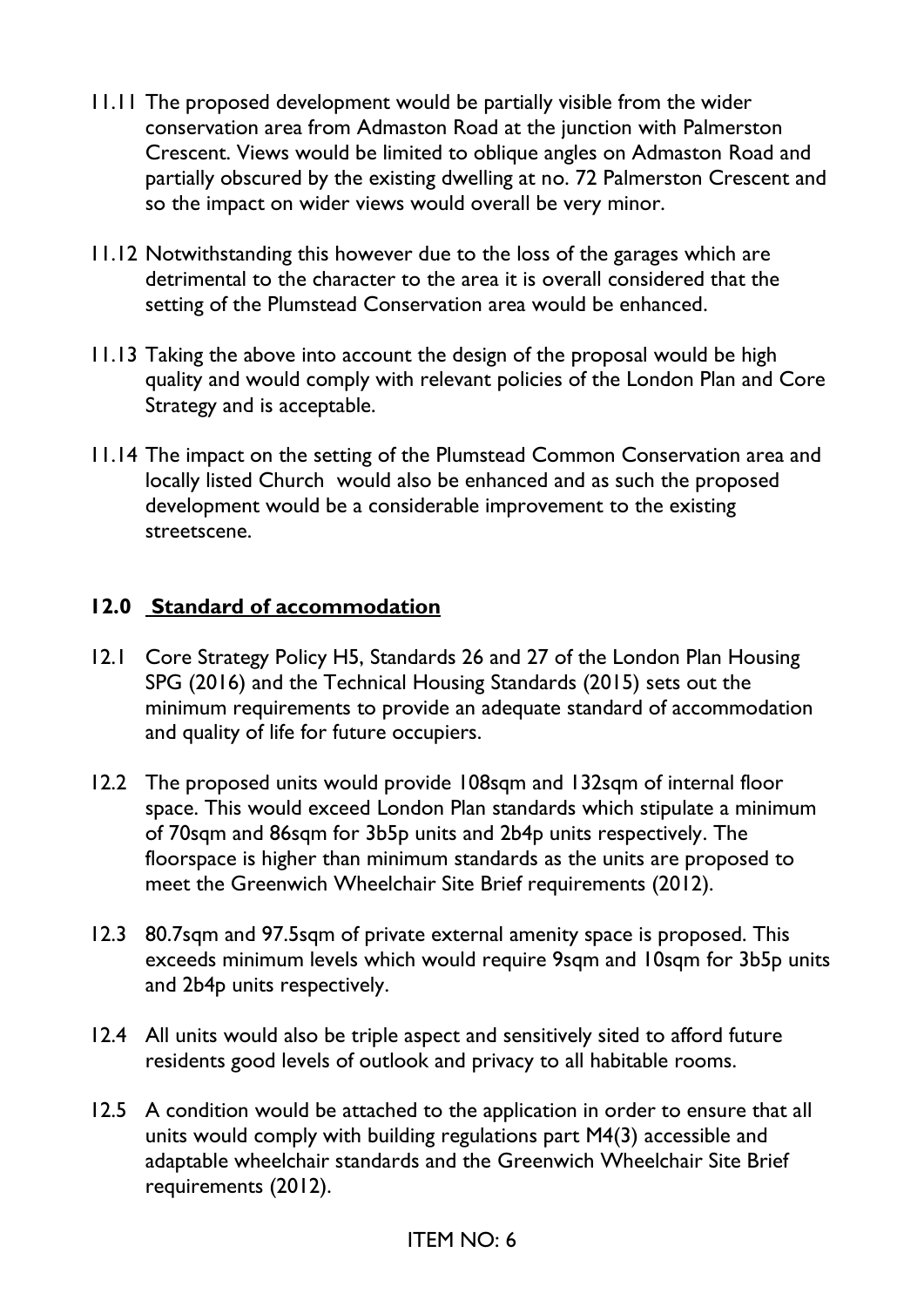11.11 The proposed development would be partially visible from the wider conservation area from Admaston Road at the junction with Palmerston Crescent. Views would be limited to oblique angles on Admaston Road and partially obscured by the existing dwelling at no. 72 Palmerston Crescent and so the impact on wider views would overall be very minor.

11.12 Notwithstanding this however due to the loss of the garages which are detrimental to the character to the area it is overall considered that the setting of the Plumstead Conservation area would be enhanced.

11.13 Taking the above into account the design of the proposal would be high quality and would comply with relevant policies of the London Plan and Core Strategy and is acceptable.

11.14 The impact on the setting of the Plumstead Common Conservation area and locally listed Church would also be enhanced and as such the proposed development would be a considerable improvement to the existing streetscene.

## 12.0 Standard of accommodation

12.1 Core Strategy Policy H5, Standards 26 and 27 of the London Plan Housing SPG (2016) and the Technical Housing Standards (2015) sets out the minimum requirements to provide an adequate standard of accommodation and quality of life for future occupiers.

12.2 The proposed units would provide 108sqm and 132sqm of internal floor space. This would exceed London Plan standards which stipulate a minimum of 70sqm and 86sqm for 3b5p units and 2b4p units respectively. The floorspace is higher than minimum standards as the units are proposed to meet the Greenwich Wheelchair Site Brief requirements (2012).

12.3 80.7sqm and 97.5sqm of private external amenity space is proposed. This exceeds minimum levels which would require 9sqm and 10sqm for 3b5p units and 2b4p units respectively.

12.4 All units would also be triple aspect and sensitively sited to afford future residents good levels of outlook and privacy to all habitable rooms.

12.5 A condition would be attached to the application in order to ensure that all units would comply with building regulations part M4(3) accessible and adaptable wheelchair standards and the Greenwich Wheelchair Site Brief requirements (2012).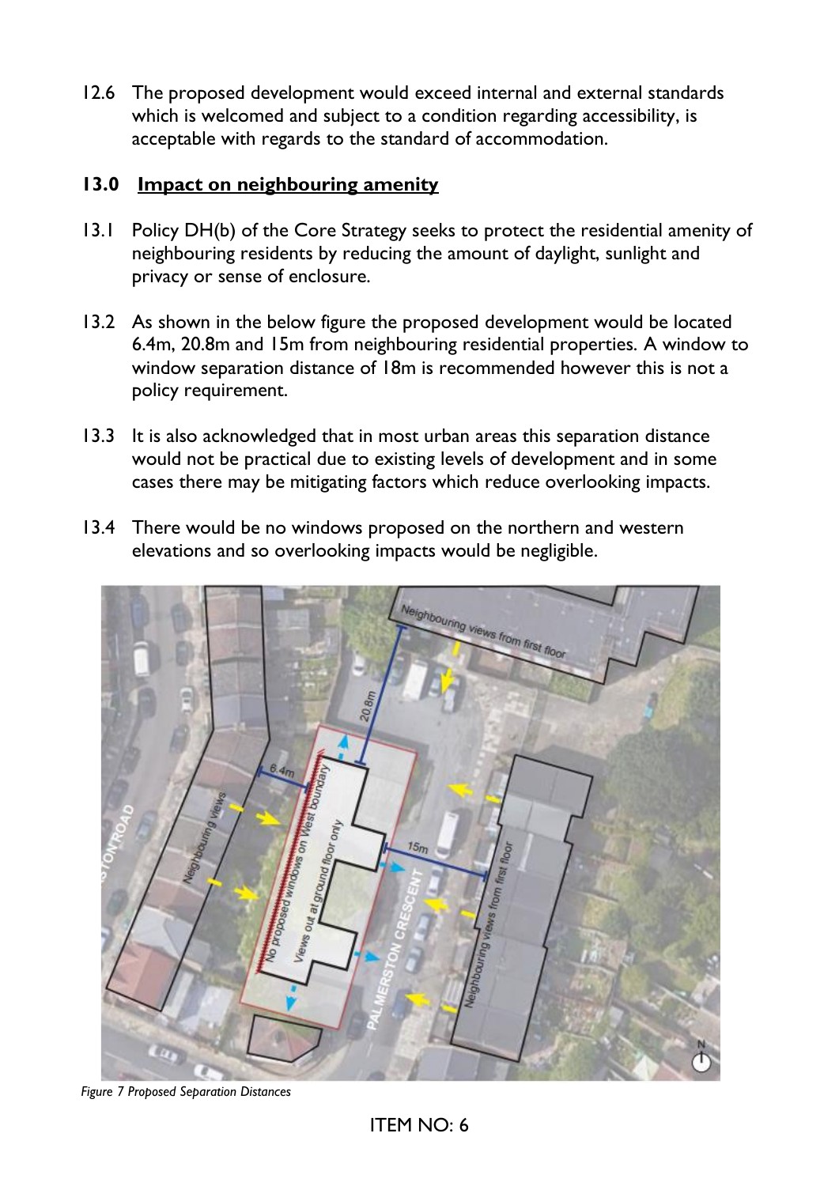12.6 The proposed development would exceed internal and external standards which is welcomed and subject to a condition regarding accessibility, is acceptable with regards to the standard of accommodation.

## 13.0 Impact on neighbouring amenity

13.1 Policy DH(b) of the Core Strategy seeks to protect the residential amenity of neighbouring residents by reducing the amount of daylight, sunlight and privacy or sense of enclosure.

13.2 As shown in the below figure the proposed development would be located 6.4m, 20.8m and 15m from neighbouring residential properties. A window to window separation distance of 18m is recommended however this is not a policy requirement.

13.3 It is also acknowledged that in most urban areas this separation distance would not be practical due to existing levels of development and in some cases there may be mitigating factors which reduce overlooking impacts.

13.4 There would be no windows proposed on the northern and western elevations and so overlooking impacts would be negligible.

*Figure 7 Proposed Separation Distances*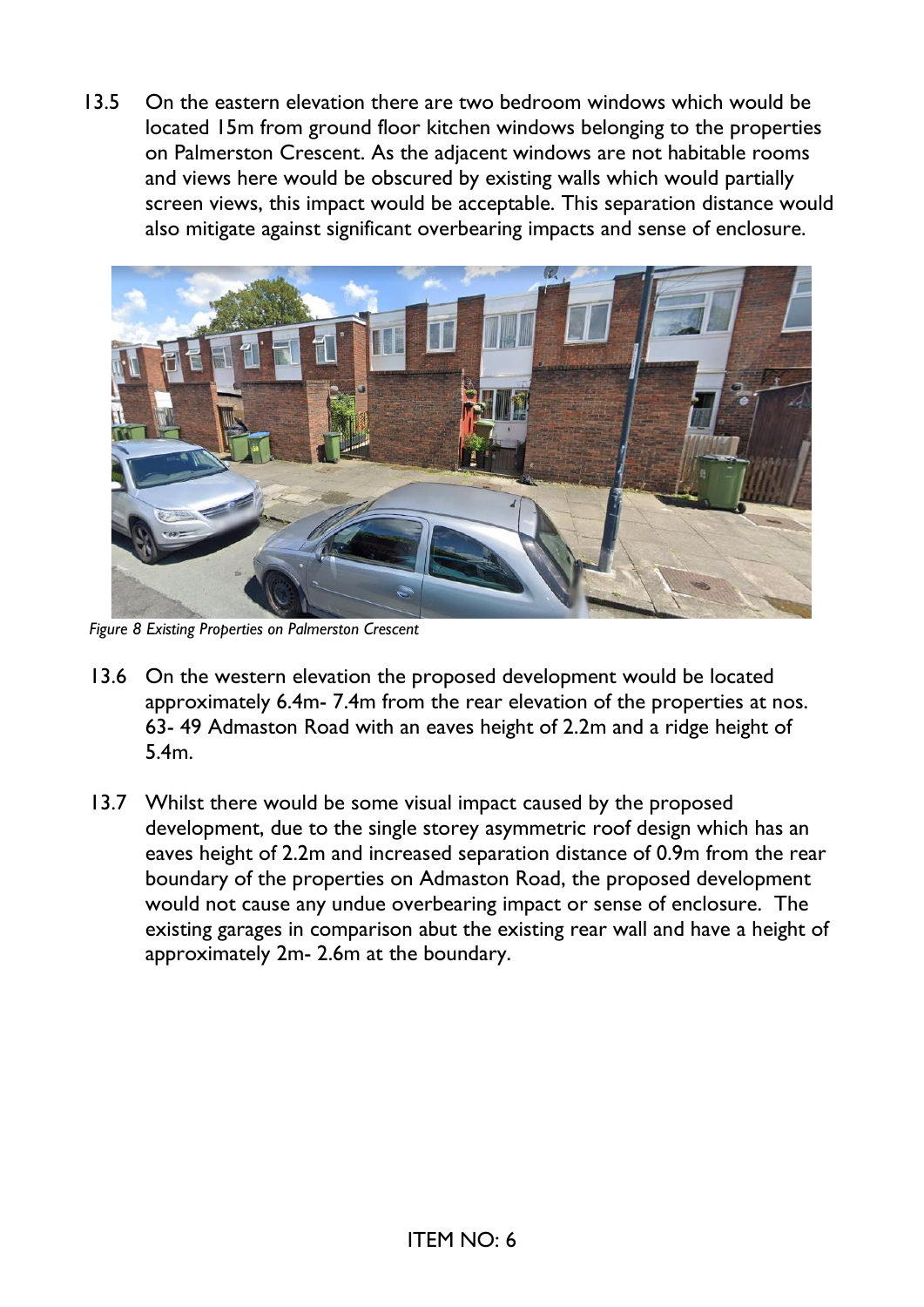13.5 On the eastern elevation there are two bedroom windows which would be located 15m from ground floor kitchen windows belonging to the properties on Palmerston Crescent. As the adjacent windows are not habitable rooms and views here would be obscured by existing walls which would partially screen views, this impact would be acceptable. This separation distance would also mitigate against significant overbearing impacts and sense of enclosure.

*Figure 8 Existing Properties on Palmerston Crescent*

13.6 On the western elevation the proposed development would be located approximately 6.4m- 7.4m from the rear elevation of the properties at nos. 63- 49 Admaston Road with an eaves height of 2.2m and a ridge height of 5.4m.

13.7 Whilst there would be some visual impact caused by the proposed development, due to the single storey asymmetric roof design which has an eaves height of 2.2m and increased separation distance of 0.9m from the rear boundary of the properties on Admaston Road, the proposed development would not cause any undue overbearing impact or sense of enclosure. The existing garages in comparison abut the existing rear wall and have a height of approximately 2m- 2.6m at the boundary.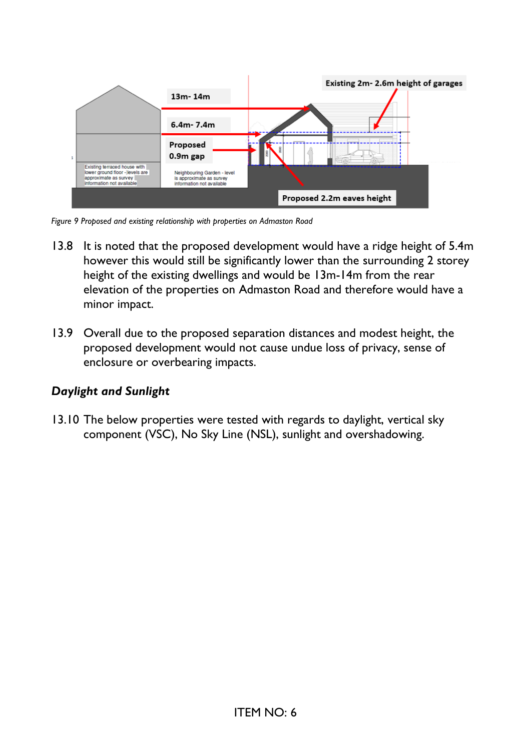*Figure 9 Proposed and existing relationship with properties on Admaston Road*

13.8 It is noted that the proposed development would have a ridge height of 5.4m however this would still be significantly lower than the surrounding 2 storey height of the existing dwellings and would be 13m-14m from the rear elevation of the properties on Admaston Road and therefore would have a minor impact.

13.9 Overall due to the proposed separation distances and modest height, the proposed development would not cause undue loss of privacy, sense of enclosure or overbearing impacts.

***Daylight and Sunlight***

13.10 The below properties were tested with regards to daylight, vertical sky component (VSC), No Sky Line (NSL), sunlight and overshadowing.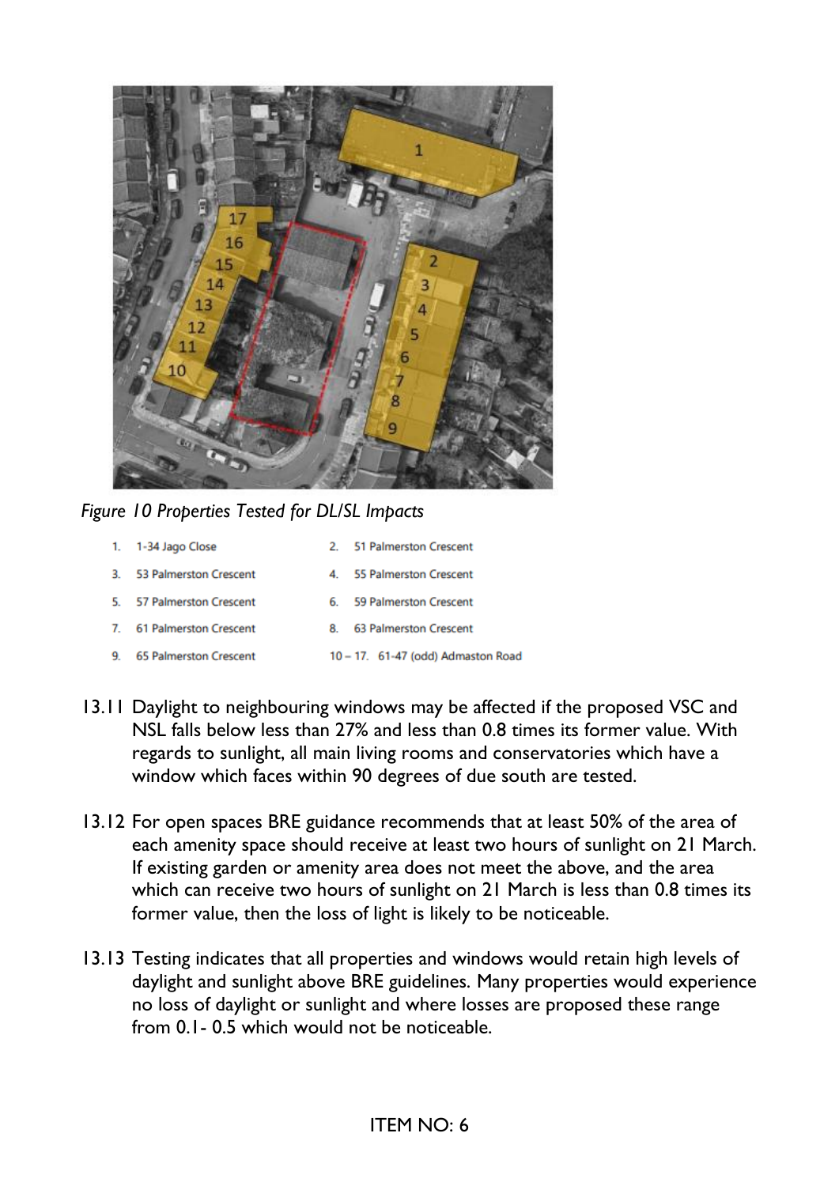*Figure 10 Properties Tested for DL/SL Impacts*

1. 1-34 Jago Close
2. 51 Palmerston Crescent
3. 53 Palmerston Crescent
4. 55 Palmerston Crescent
5. 57 Palmerston Crescent
6. 59 Palmerston Crescent
7. 61 Palmerston Crescent
8. 63 Palmerston Crescent
9. 65 Palmerston Crescent

10 – 17. 61-47 (odd) Admaston Road

13.11 Daylight to neighbouring windows may be affected if the proposed VSC and NSL falls below less than 27% and less than 0.8 times its former value. With regards to sunlight, all main living rooms and conservatories which have a window which faces within 90 degrees of due south are tested.

13.12 For open spaces BRE guidance recommends that at least 50% of the area of each amenity space should receive at least two hours of sunlight on 21 March. If existing garden or amenity area does not meet the above, and the area which can receive two hours of sunlight on 21 March is less than 0.8 times its former value, then the loss of light is likely to be noticeable.

13.13 Testing indicates that all properties and windows would retain high levels of daylight and sunlight above BRE guidelines. Many properties would experience no loss of daylight or sunlight and where losses are proposed these range from 0.1- 0.5 which would not be noticeable.

ITEM NO: 6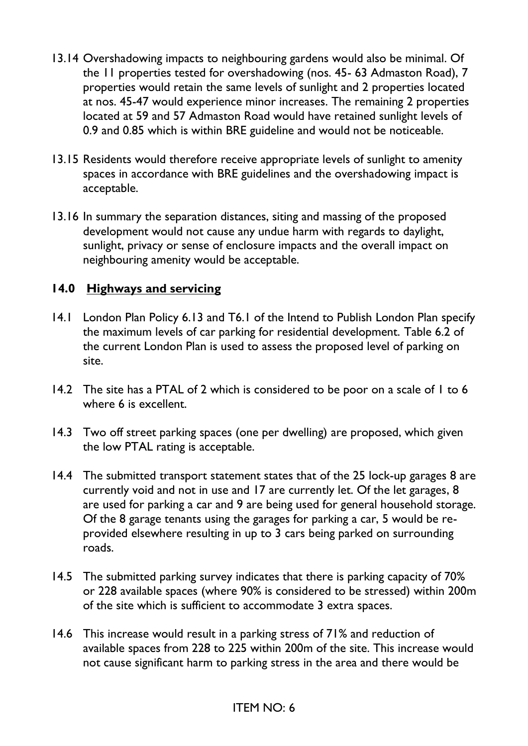13.14 Overshadowing impacts to neighbouring gardens would also be minimal. Of the 11 properties tested for overshadowing (nos. 45- 63 Admaston Road), 7 properties would retain the same levels of sunlight and 2 properties located at nos. 45-47 would experience minor increases. The remaining 2 properties located at 59 and 57 Admaston Road would have retained sunlight levels of 0.9 and 0.85 which is within BRE guideline and would not be noticeable.

13.15 Residents would therefore receive appropriate levels of sunlight to amenity spaces in accordance with BRE guidelines and the overshadowing impact is acceptable.

13.16 In summary the separation distances, siting and massing of the proposed development would not cause any undue harm with regards to daylight, sunlight, privacy or sense of enclosure impacts and the overall impact on neighbouring amenity would be acceptable.

## 14.0 Highways and servicing

14.1 London Plan Policy 6.13 and T6.1 of the Intend to Publish London Plan specify the maximum levels of car parking for residential development. Table 6.2 of the current London Plan is used to assess the proposed level of parking on site.

14.2 The site has a PTAL of 2 which is considered to be poor on a scale of 1 to 6 where 6 is excellent.

14.3 Two off street parking spaces (one per dwelling) are proposed, which given the low PTAL rating is acceptable.

14.4 The submitted transport statement states that of the 25 lock-up garages 8 are currently void and not in use and 17 are currently let. Of the let garages, 8 are used for parking a car and 9 are being used for general household storage. Of the 8 garage tenants using the garages for parking a car, 5 would be re-provided elsewhere resulting in up to 3 cars being parked on surrounding roads.

14.5 The submitted parking survey indicates that there is parking capacity of 70% or 228 available spaces (where 90% is considered to be stressed) within 200m of the site which is sufficient to accommodate 3 extra spaces.

14.6 This increase would result in a parking stress of 71% and reduction of available spaces from 228 to 225 within 200m of the site. This increase would not cause significant harm to parking stress in the area and there would be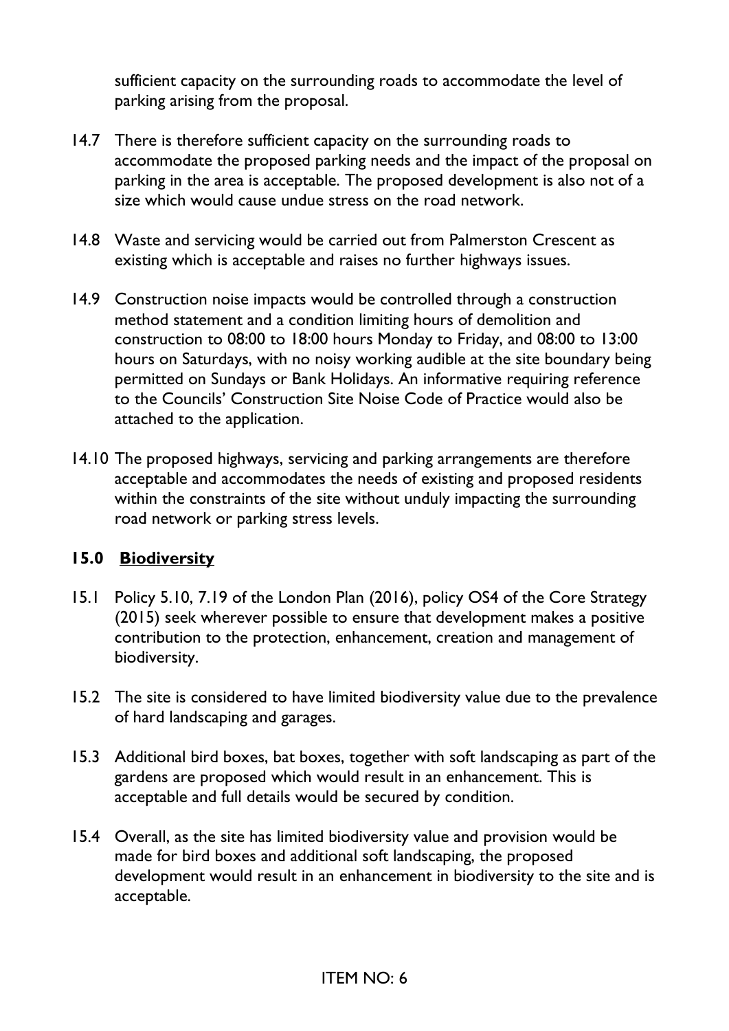sufficient capacity on the surrounding roads to accommodate the level of parking arising from the proposal.

14.7 There is therefore sufficient capacity on the surrounding roads to accommodate the proposed parking needs and the impact of the proposal on parking in the area is acceptable. The proposed development is also not of a size which would cause undue stress on the road network.

14.8 Waste and servicing would be carried out from Palmerston Crescent as existing which is acceptable and raises no further highways issues.

14.9 Construction noise impacts would be controlled through a construction method statement and a condition limiting hours of demolition and construction to 08:00 to 18:00 hours Monday to Friday, and 08:00 to 13:00 hours on Saturdays, with no noisy working audible at the site boundary being permitted on Sundays or Bank Holidays. An informative requiring reference to the Councils' Construction Site Noise Code of Practice would also be attached to the application.

14.10 The proposed highways, servicing and parking arrangements are therefore acceptable and accommodates the needs of existing and proposed residents within the constraints of the site without unduly impacting the surrounding road network or parking stress levels.

## 15.0 Biodiversity

15.1 Policy 5.10, 7.19 of the London Plan (2016), policy OS4 of the Core Strategy (2015) seek wherever possible to ensure that development makes a positive contribution to the protection, enhancement, creation and management of biodiversity.

15.2 The site is considered to have limited biodiversity value due to the prevalence of hard landscaping and garages.

15.3 Additional bird boxes, bat boxes, together with soft landscaping as part of the gardens are proposed which would result in an enhancement. This is acceptable and full details would be secured by condition.

15.4 Overall, as the site has limited biodiversity value and provision would be made for bird boxes and additional soft landscaping, the proposed development would result in an enhancement in biodiversity to the site and is acceptable.

ITEM NO: 6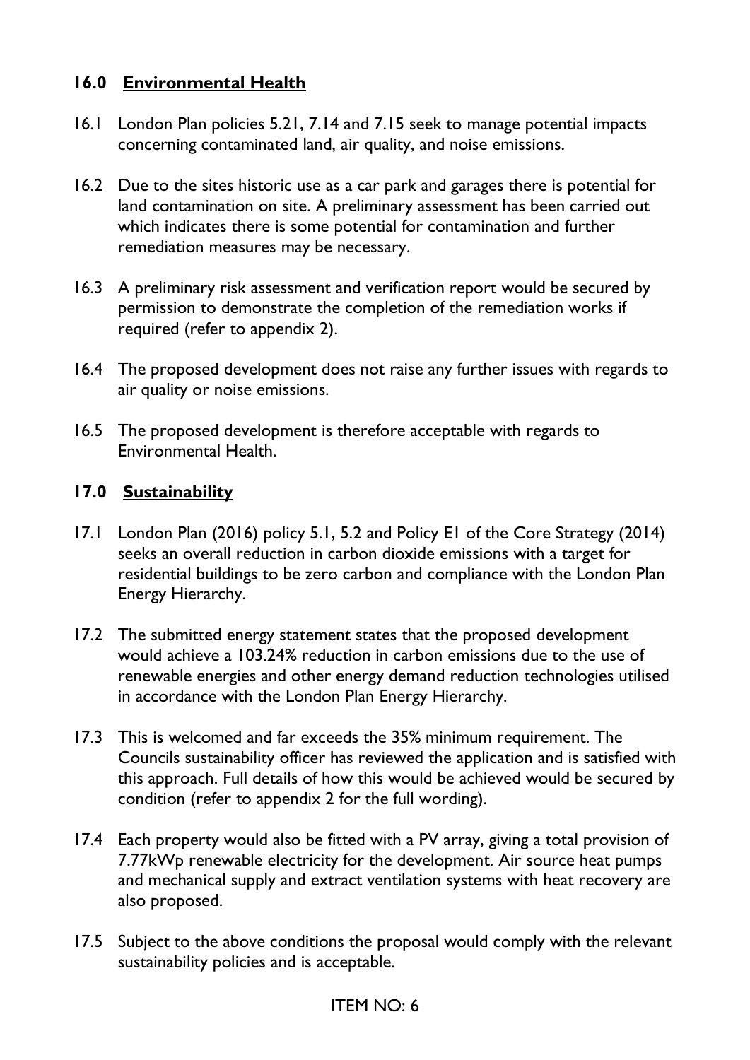## 16.0 Environmental Health

16.1 London Plan policies 5.21, 7.14 and 7.15 seek to manage potential impacts concerning contaminated land, air quality, and noise emissions.

16.2 Due to the sites historic use as a car park and garages there is potential for land contamination on site. A preliminary assessment has been carried out which indicates there is some potential for contamination and further remediation measures may be necessary.

16.3 A preliminary risk assessment and verification report would be secured by permission to demonstrate the completion of the remediation works if required (refer to appendix 2).

16.4 The proposed development does not raise any further issues with regards to air quality or noise emissions.

16.5 The proposed development is therefore acceptable with regards to Environmental Health.

## 17.0 Sustainability

17.1 London Plan (2016) policy 5.1, 5.2 and Policy E1 of the Core Strategy (2014) seeks an overall reduction in carbon dioxide emissions with a target for residential buildings to be zero carbon and compliance with the London Plan Energy Hierarchy.

17.2 The submitted energy statement states that the proposed development would achieve a 103.24% reduction in carbon emissions due to the use of renewable energies and other energy demand reduction technologies utilised in accordance with the London Plan Energy Hierarchy.

17.3 This is welcomed and far exceeds the 35% minimum requirement. The Councils sustainability officer has reviewed the application and is satisfied with this approach. Full details of how this would be achieved would be secured by condition (refer to appendix 2 for the full wording).

17.4 Each property would also be fitted with a PV array, giving a total provision of 7.77kWp renewable electricity for the development. Air source heat pumps and mechanical supply and extract ventilation systems with heat recovery are also proposed.

17.5 Subject to the above conditions the proposal would comply with the relevant sustainability policies and is acceptable.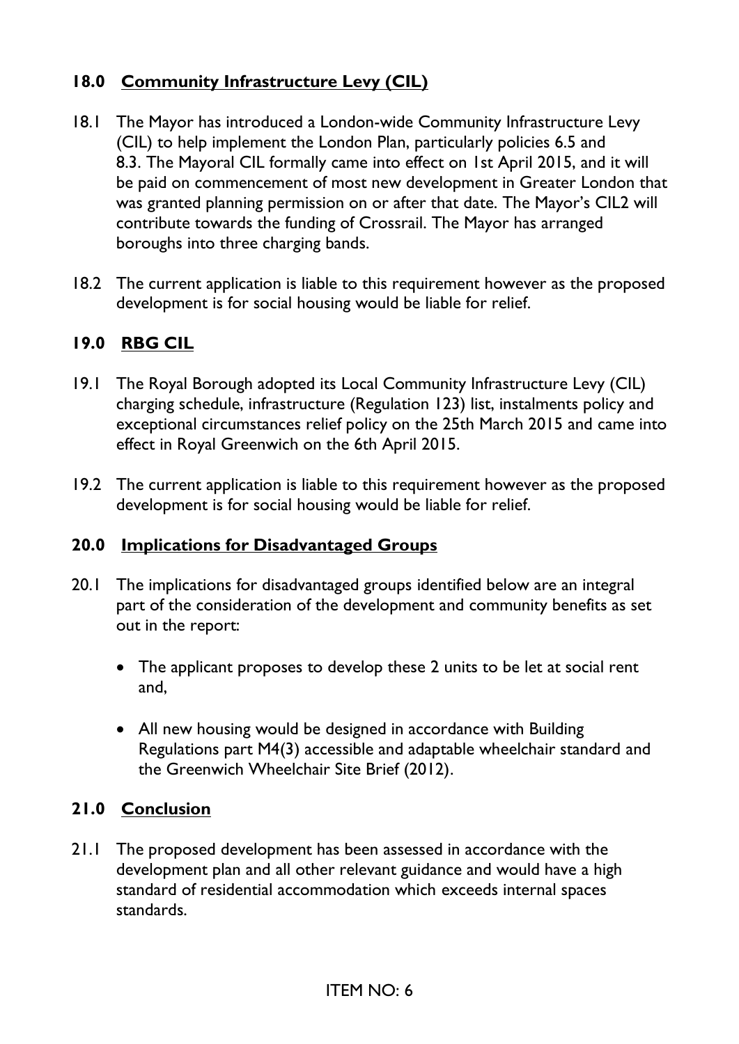## 18.0 Community Infrastructure Levy (CIL)

18.1 The Mayor has introduced a London-wide Community Infrastructure Levy (CIL) to help implement the London Plan, particularly policies 6.5 and 8.3. The Mayoral CIL formally came into effect on 1st April 2015, and it will be paid on commencement of most new development in Greater London that was granted planning permission on or after that date. The Mayor's CIL2 will contribute towards the funding of Crossrail. The Mayor has arranged boroughs into three charging bands.

18.2 The current application is liable to this requirement however as the proposed development is for social housing would be liable for relief.

## 19.0 RBG CIL

19.1 The Royal Borough adopted its Local Community Infrastructure Levy (CIL) charging schedule, infrastructure (Regulation 123) list, instalments policy and exceptional circumstances relief policy on the 25th March 2015 and came into effect in Royal Greenwich on the 6th April 2015.

19.2 The current application is liable to this requirement however as the proposed development is for social housing would be liable for relief.

## 20.0 Implications for Disadvantaged Groups

20.1 The implications for disadvantaged groups identified below are an integral part of the consideration of the development and community benefits as set out in the report:

- The applicant proposes to develop these 2 units to be let at social rent and,
- All new housing would be designed in accordance with Building Regulations part M4(3) accessible and adaptable wheelchair standard and the Greenwich Wheelchair Site Brief (2012).

## 21.0 Conclusion

21.1 The proposed development has been assessed in accordance with the development plan and all other relevant guidance and would have a high standard of residential accommodation which exceeds internal spaces standards.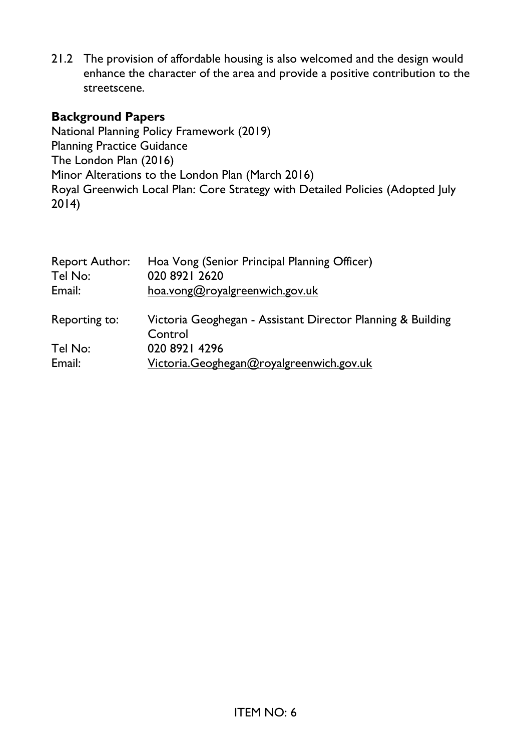21.2 The provision of affordable housing is also welcomed and the design would enhance the character of the area and provide a positive contribution to the streetscene.

**Background Papers**

National Planning Policy Framework (2019)
Planning Practice Guidance
The London Plan (2016)
Minor Alterations to the London Plan (March 2016)
Royal Greenwich Local Plan: Core Strategy with Detailed Policies (Adopted July 2014)

| | |
|---|---|
| Report Author: | Hoa Vong (Senior Principal Planning Officer) |
| Tel No: | 020 8921 2620 |
| Email: | hoa.vong@royalgreenwich.gov.uk |
| Reporting to: | Victoria Geoghegan - Assistant Director Planning & Building Control |
| Tel No: | 020 8921 4296 |
| Email: | Victoria.Geoghegan@royalgreenwich.gov.uk |

ITEM NO: 6